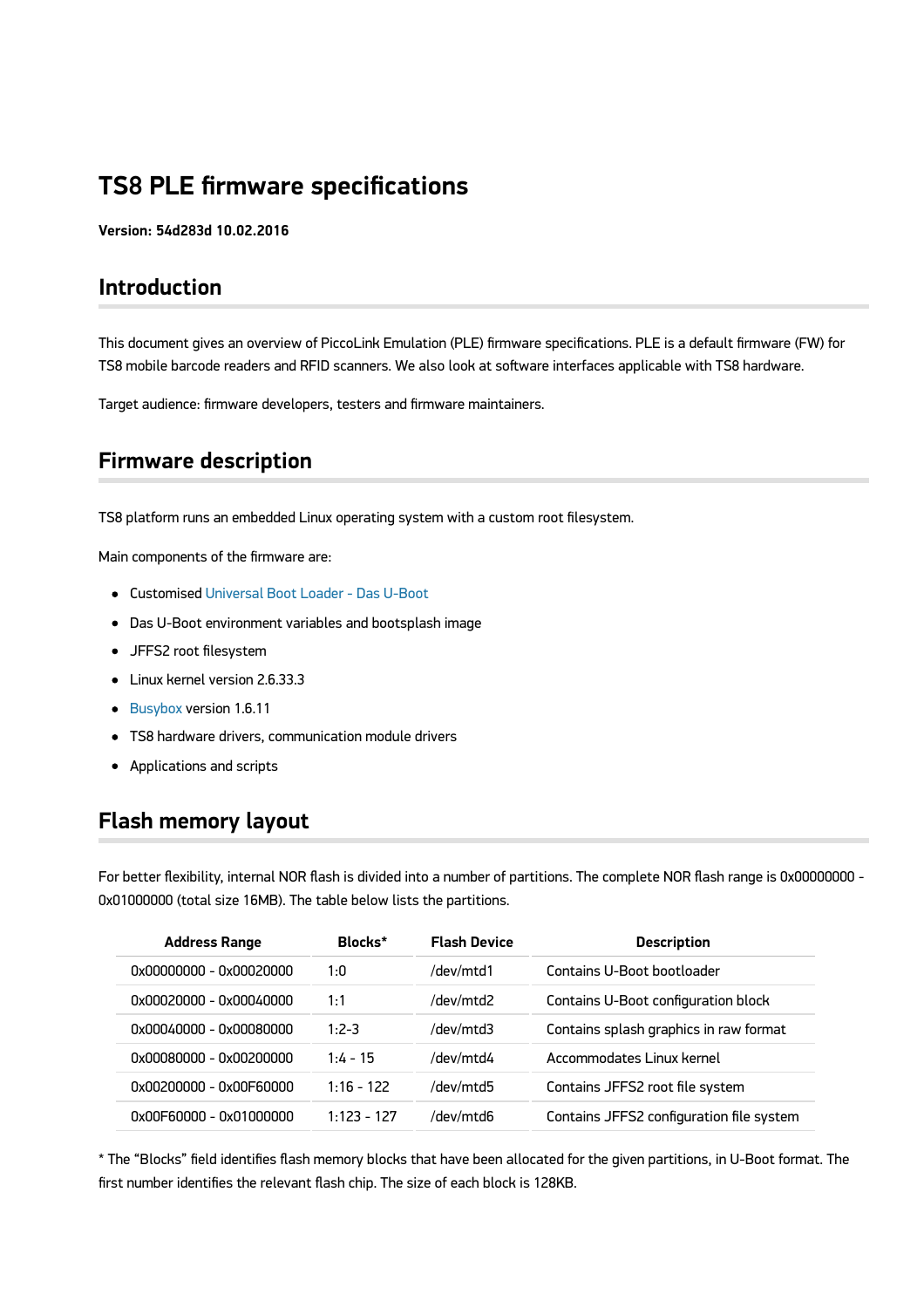# TS8 PLE firmware specifications

**Version: 54d283d 10.02.2016**

## Introduction

This document gives an overview of PiccoLink Emulation (PLE) firmware specifications. PLE is a default firmware (FW) for TS8 mobile barcode readers and RFID scanners. We also look at software interfaces applicable with TS8 hardware.

Target audience: firmware developers, testers and firmware maintainers.

## Firmware description

TS8 platform runs an embedded Linux operating system with a custom root filesystem.

Main components of the firmware are:

- Customised Universal Boot Loader - Das U-Boot
- Das U-Boot environment variables and bootsplash image
- JFFS2 root filesystem
- Linux kernel version 2.6.33.3
- Busybox version 1.6.11
- TS8 hardware drivers, communication module drivers
- Applications and scripts

## Flash memory layout

For better flexibility, internal NOR flash is divided into a number of partitions. The complete NOR flash range is 0x00000000 - 0x01000000 (total size 16MB). The table below lists the partitions.

| Address Range | Blocks* | Flash Device | Description |
|---|---|---|---|
| 0x00000000 - 0x00020000 | 1:0 | /dev/mtd1 | Contains U-Boot bootloader |
| 0x00020000 - 0x00040000 | 1:1 | /dev/mtd2 | Contains U-Boot configuration block |
| 0x00040000 - 0x00080000 | 1:2-3 | /dev/mtd3 | Contains splash graphics in raw format |
| 0x00080000 - 0x00200000 | 1:4 - 15 | /dev/mtd4 | Accommodates Linux kernel |
| 0x00200000 - 0x00F60000 | 1:16 - 122 | /dev/mtd5 | Contains JFFS2 root file system |
| 0x00F60000 - 0x01000000 | 1:123 - 127 | /dev/mtd6 | Contains JFFS2 configuration file system |

* The “Blocks” field identifies flash memory blocks that have been allocated for the given partitions, in U-Boot format. The first number identifies the relevant flash chip. The size of each block is 128KB.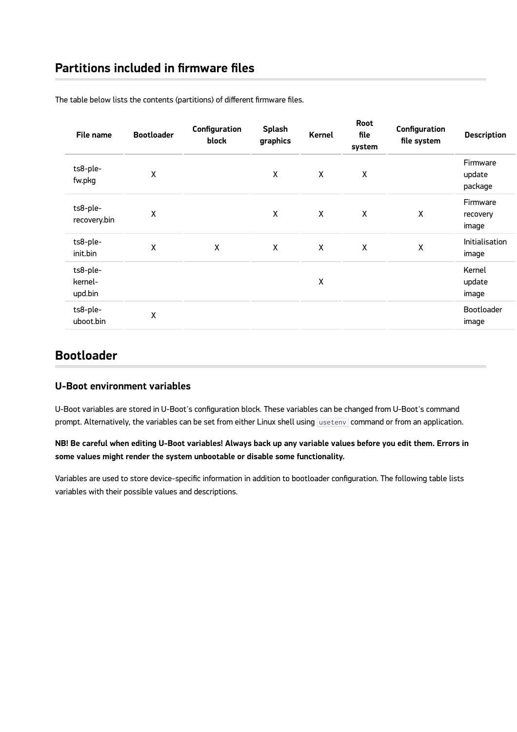## Partitions included in firmware files

The table below lists the contents (partitions) of different firmware files.

| File name | Bootloader | Configuration block | Splash graphics | Kernel | Root file system | Configuration file system | Description |
|---|---|---|---|---|---|---|---|
| ts8-ple-fw.pkg | X | | X | X | X | | Firmware update package |
| ts8-ple-recovery.bin | X | | X | X | X | X | Firmware recovery image |
| ts8-ple-init.bin | X | X | X | X | X | X | Initialisation image |
| ts8-ple-kernel-upd.bin | | | | X | | | Kernel update image |
| ts8-ple-uboot.bin | X | | | | | | Bootloader image |

## Bootloader

### U-Boot environment variables

U-Boot variables are stored in U-Boot's configuration block. These variables can be changed from U-Boot's command prompt. Alternatively, the variables can be set from either Linux shell using `usetenv` command or from an application.

**NB! Be careful when editing U-Boot variables! Always back up any variable values before you edit them. Errors in some values might render the system unbootable or disable some functionality.**

Variables are used to store device-specific information in addition to bootloader configuration. The following table lists variables with their possible values and descriptions.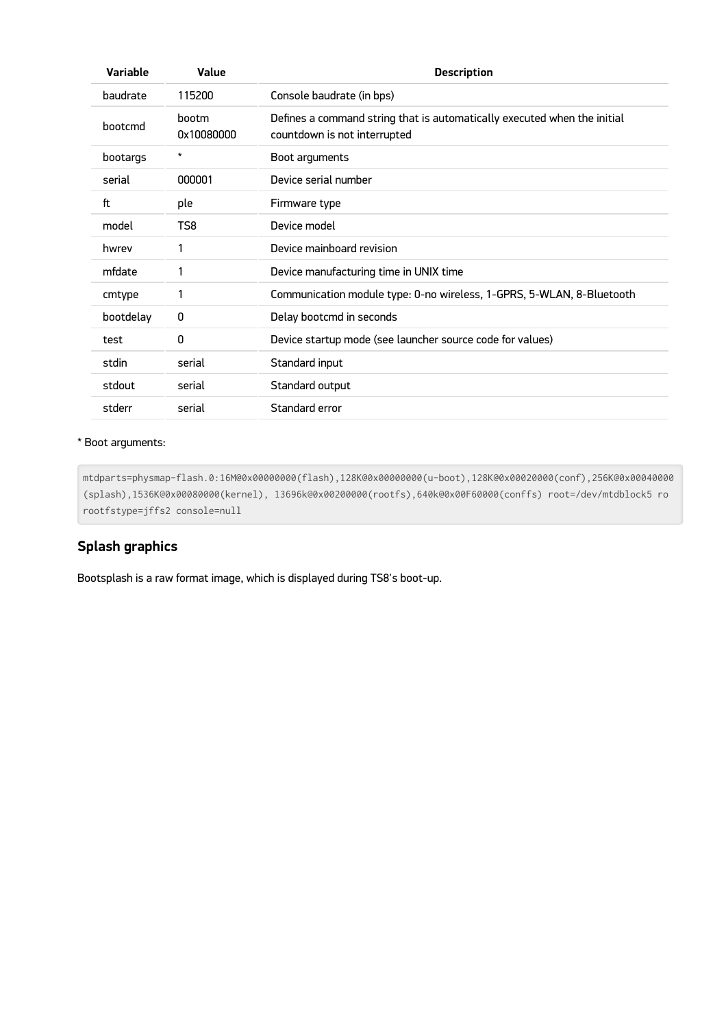| Variable | Value | Description |
|---|---|---|
| baudrate | 115200 | Console baudrate (in bps) |
| bootcmd | bootm 0x10080000 | Defines a command string that is automatically executed when the initial countdown is not interrupted |
| bootargs | * | Boot arguments |
| serial | 000001 | Device serial number |
| ft | ple | Firmware type |
| model | TS8 | Device model |
| hwrev | 1 | Device mainboard revision |
| mfdate | 1 | Device manufacturing time in UNIX time |
| cmtype | 1 | Communication module type: 0-no wireless, 1-GPRS, 5-WLAN, 8-Bluetooth |
| bootdelay | 0 | Delay bootcmd in seconds |
| test | 0 | Device startup mode (see launcher source code for values) |
| stdin | serial | Standard input |
| stdout | serial | Standard output |
| stderr | serial | Standard error |

* Boot arguments:

```
mtdparts=physmap-flash.0:16M@0x00000000(flash),128K@0x00000000(u-boot),128K@0x00020000(conf),256K@0x00040000(splash),1536K@0x00080000(kernel), 13696k@0x00200000(rootfs),640k@0x00F60000(conffs) root=/dev/mtdblock5 ro rootfstype=jffs2 console=null
```

## Splash graphics

Bootsplash is a raw format image, which is displayed during TS8's boot-up.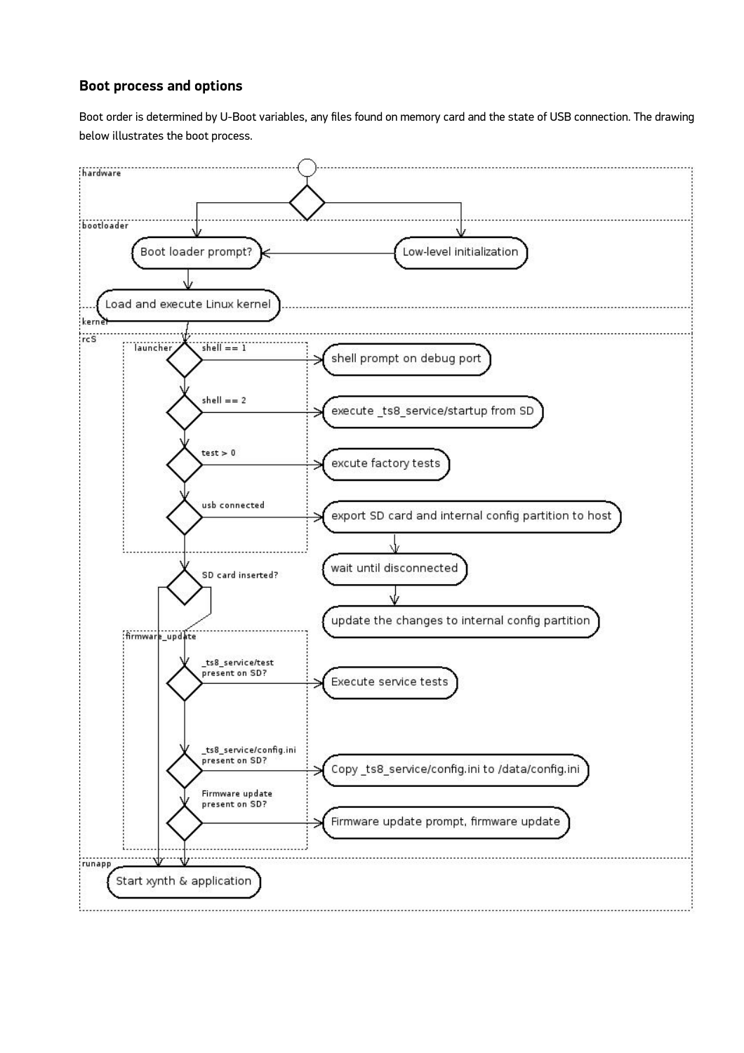### Boot process and options

Boot order is determined by U-Boot variables, any files found on memory card and the state of USB connection. The drawing below illustrates the boot process.

hardware

bootloader

Boot loader prompt?

Low-level initialization

Load and execute Linux kernel

kernel

rcS

launcher

shell == 1

shell prompt on debug port

shell == 2

execute _ts8_service/startup from SD

test > 0

excute factory tests

usb connected

export SD card and internal config partition to host

wait until disconnected

update the changes to internal config partition

SD card inserted?

firmware_update

_ts8_service/test present on SD?

Execute service tests

_ts8_service/config.ini present on SD?

Copy _ts8_service/config.ini to /data/config.ini

Firmware update present on SD?

Firmware update prompt, firmware update

runapp

Start xynth & application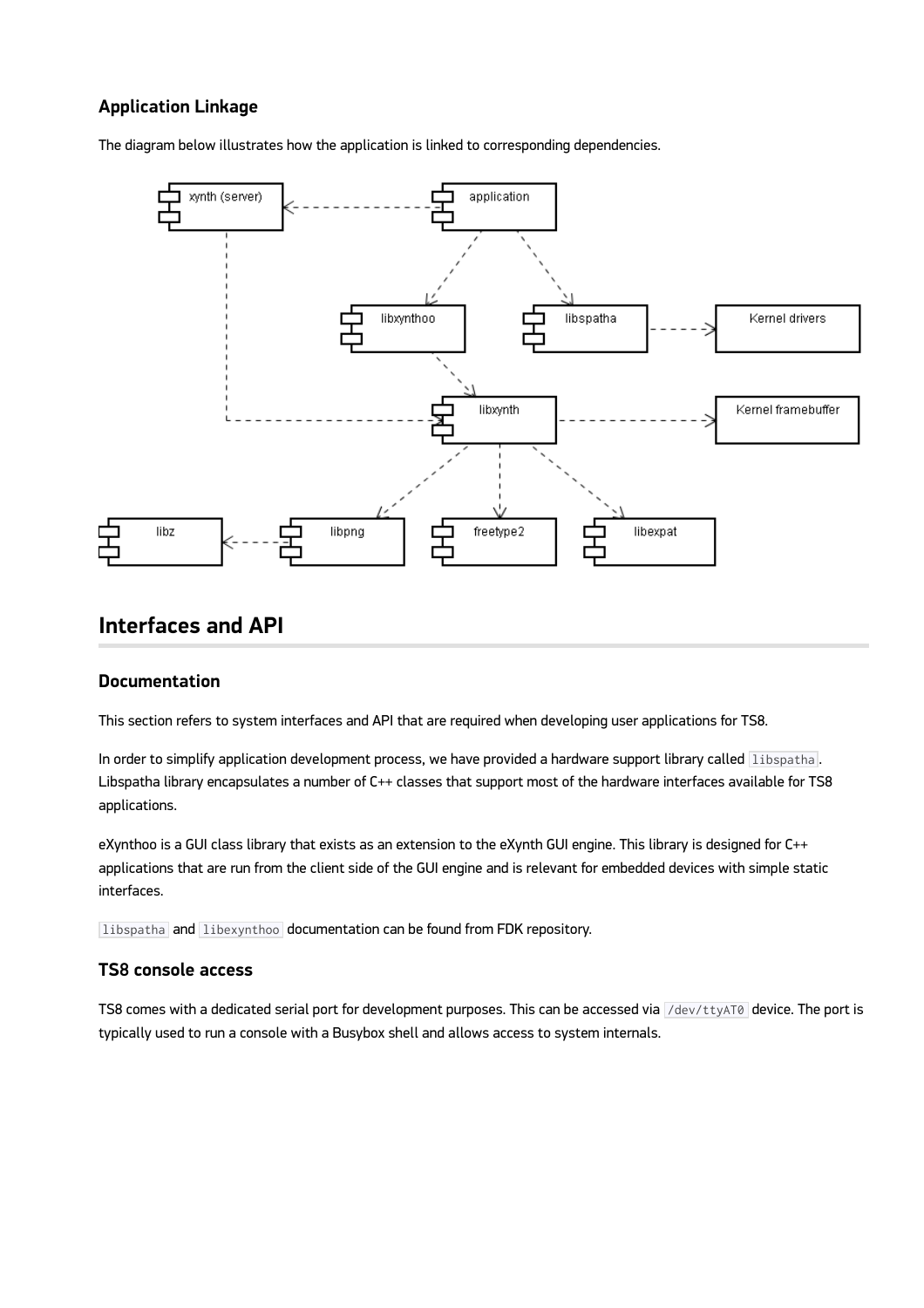### Application Linkage

The diagram below illustrates how the application is linked to corresponding dependencies.

## Interfaces and API

### Documentation

This section refers to system interfaces and API that are required when developing user applications for TS8.

In order to simplify application development process, we have provided a hardware support library called `libspatha`. Libspatha library encapsulates a number of C++ classes that support most of the hardware interfaces available for TS8 applications.

eXynthoo is a GUI class library that exists as an extension to the eXynth GUI engine. This library is designed for C++ applications that are run from the client side of the GUI engine and is relevant for embedded devices with simple static interfaces.

`libspatha` and `libexynthoo` documentation can be found from FDK repository.

### TS8 console access

TS8 comes with a dedicated serial port for development purposes. This can be accessed via `/dev/ttyAT0` device. The port is typically used to run a console with a Busybox shell and allows access to system internals.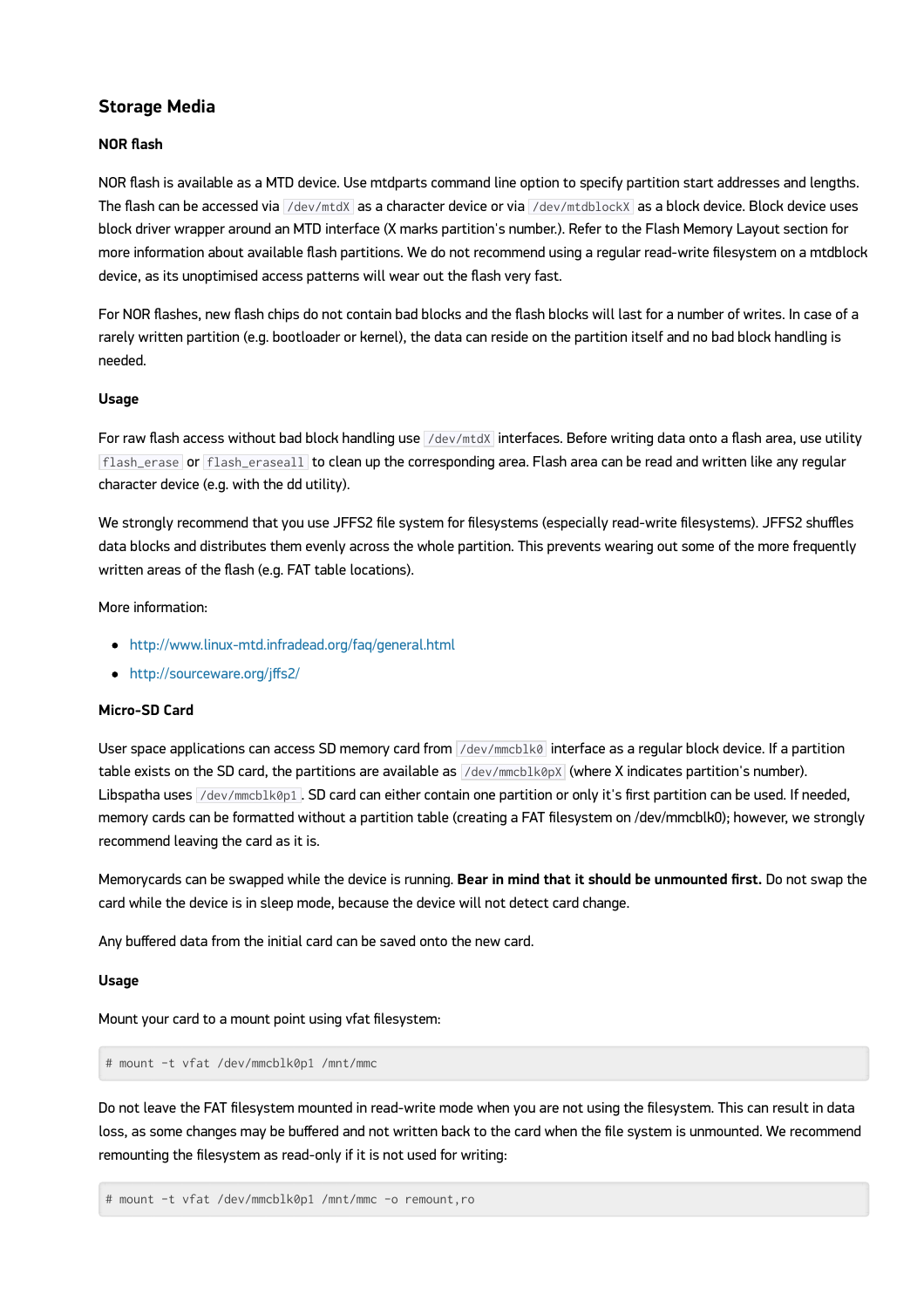## Storage Media

### NOR flash

NOR flash is available as a MTD device. Use mtdparts command line option to specify partition start addresses and lengths. The flash can be accessed via `/dev/mtdX` as a character device or via `/dev/mtdblockX` as a block device. Block device uses block driver wrapper around an MTD interface (X marks partition's number.). Refer to the Flash Memory Layout section for more information about available flash partitions. We do not recommend using a regular read-write filesystem on a mtdblock device, as its unoptimised access patterns will wear out the flash very fast.

For NOR flashes, new flash chips do not contain bad blocks and the flash blocks will last for a number of writes. In case of a rarely written partition (e.g. bootloader or kernel), the data can reside on the partition itself and no bad block handling is needed.

#### Usage

For raw flash access without bad block handling use `/dev/mtdX` interfaces. Before writing data onto a flash area, use utility `flash_erase` or `flash_eraseall` to clean up the corresponding area. Flash area can be read and written like any regular character device (e.g. with the dd utility).

We strongly recommend that you use JFFS2 file system for filesystems (especially read-write filesystems). JFFS2 shuffles data blocks and distributes them evenly across the whole partition. This prevents wearing out some of the more frequently written areas of the flash (e.g. FAT table locations).

More information:

- http://www.linux-mtd.infradead.org/faq/general.html
- http://sourceware.org/jffs2/

### Micro-SD Card

User space applications can access SD memory card from `/dev/mmcblk0` interface as a regular block device. If a partition table exists on the SD card, the partitions are available as `/dev/mmcblk0pX` (where X indicates partition's number). Libspatha uses `/dev/mmcblk0p1`. SD card can either contain one partition or only it's first partition can be used. If needed, memory cards can be formatted without a partition table (creating a FAT filesystem on /dev/mmcblk0); however, we strongly recommend leaving the card as it is.

Memorycards can be swapped while the device is running. **Bear in mind that it should be unmounted first.** Do not swap the card while the device is in sleep mode, because the device will not detect card change.

Any buffered data from the initial card can be saved onto the new card.

#### Usage

Mount your card to a mount point using vfat filesystem:

```
# mount -t vfat /dev/mmcblk0p1 /mnt/mmc
```

Do not leave the FAT filesystem mounted in read-write mode when you are not using the filesystem. This can result in data loss, as some changes may be buffered and not written back to the card when the file system is unmounted. We recommend remounting the filesystem as read-only if it is not used for writing:

```
# mount -t vfat /dev/mmcblk0p1 /mnt/mmc -o remount,ro
```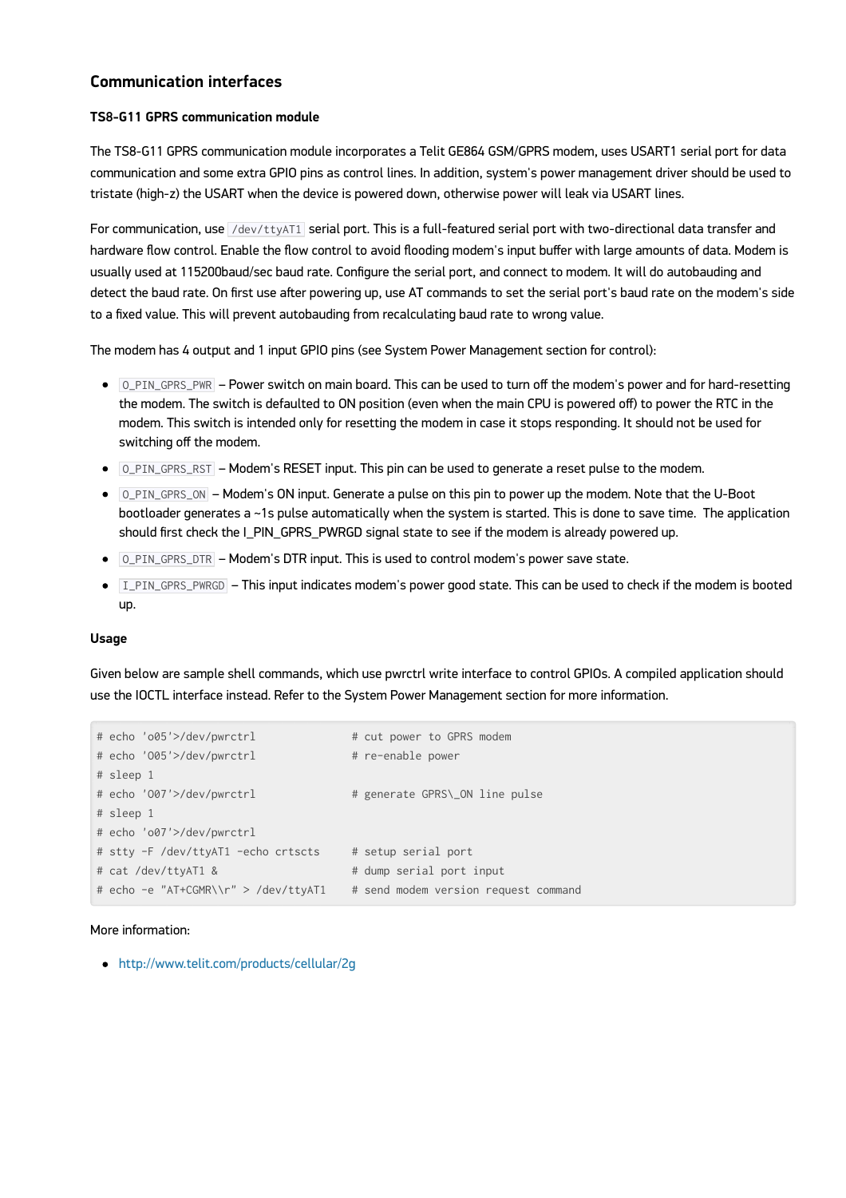## Communication interfaces

### TS8-G11 GPRS communication module

The TS8-G11 GPRS communication module incorporates a Telit GE864 GSM/GPRS modem, uses USART1 serial port for data communication and some extra GPIO pins as control lines. In addition, system's power management driver should be used to tristate (high-z) the USART when the device is powered down, otherwise power will leak via USART lines.

For communication, use `/dev/ttyAT1` serial port. This is a full-featured serial port with two-directional data transfer and hardware flow control. Enable the flow control to avoid flooding modem's input buffer with large amounts of data. Modem is usually used at 115200baud/sec baud rate. Configure the serial port, and connect to modem. It will do autobauding and detect the baud rate. On first use after powering up, use AT commands to set the serial port's baud rate on the modem's side to a fixed value. This will prevent autobauding from recalculating baud rate to wrong value.

The modem has 4 output and 1 input GPIO pins (see System Power Management section for control):

- `O_PIN_GPRS_PWR` – Power switch on main board. This can be used to turn off the modem's power and for hard-resetting the modem. The switch is defaulted to ON position (even when the main CPU is powered off) to power the RTC in the modem. This switch is intended only for resetting the modem in case it stops responding. It should not be used for switching off the modem.
- `O_PIN_GPRS_RST` – Modem's RESET input. This pin can be used to generate a reset pulse to the modem.
- `O_PIN_GPRS_ON` – Modem's ON input. Generate a pulse on this pin to power up the modem. Note that the U-Boot bootloader generates a ~1s pulse automatically when the system is started. This is done to save time. The application should first check the I_PIN_GPRS_PWRGD signal state to see if the modem is already powered up.
- `O_PIN_GPRS_DTR` – Modem's DTR input. This is used to control modem's power save state.
- `I_PIN_GPRS_PWRGD` – This input indicates modem's power good state. This can be used to check if the modem is booted up.

### Usage

Given below are sample shell commands, which use pwrctrl write interface to control GPIOs. A compiled application should use the IOCTL interface instead. Refer to the System Power Management section for more information.

```
# echo 'o05'>/dev/pwrctrl              # cut power to GPRS modem
# echo 'O05'>/dev/pwrctrl              # re-enable power
# sleep 1
# echo 'O07'>/dev/pwrctrl              # generate GPRS\_ON line pulse
# sleep 1
# echo 'o07'>/dev/pwrctrl
# stty -F /dev/ttyAT1 -echo crtscts    # setup serial port
# cat /dev/ttyAT1 &                    # dump serial port input
# echo -e "AT+CGMR\\r" > /dev/ttyAT1   # send modem version request command
```

More information:

- http://www.telit.com/products/cellular/2g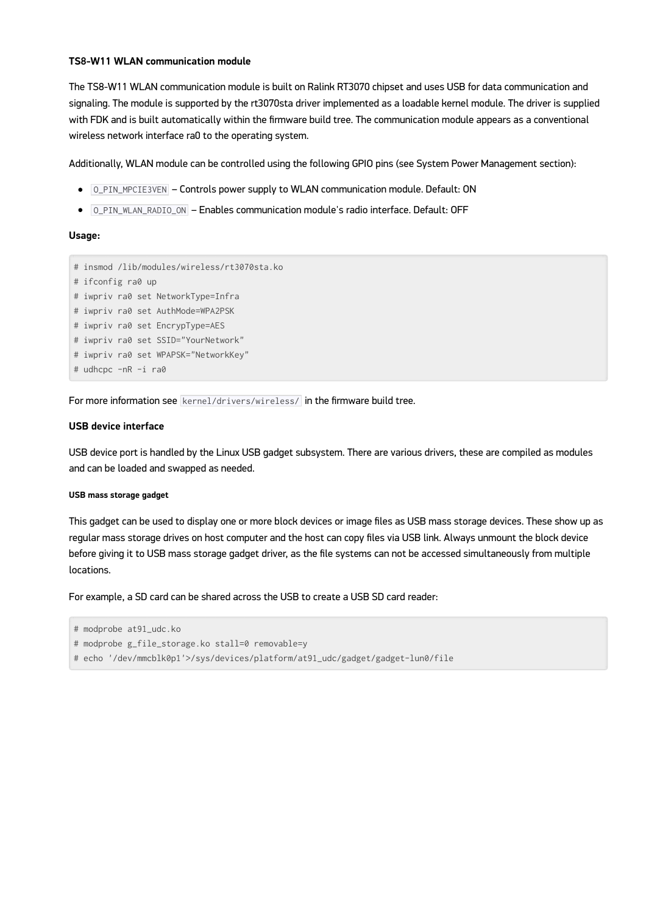**TS8-W11 WLAN communication module**

The TS8-W11 WLAN communication module is built on Ralink RT3070 chipset and uses USB for data communication and signaling. The module is supported by the rt3070sta driver implemented as a loadable kernel module. The driver is supplied with FDK and is built automatically within the firmware build tree. The communication module appears as a conventional wireless network interface ra0 to the operating system.

Additionally, WLAN module can be controlled using the following GPIO pins (see System Power Management section):

- `O_PIN_MPCIE3VEN` – Controls power supply to WLAN communication module. Default: ON
- `O_PIN_WLAN_RADIO_ON` – Enables communication module's radio interface. Default: OFF

**Usage:**

```
# insmod /lib/modules/wireless/rt3070sta.ko
# ifconfig ra0 up
# iwpriv ra0 set NetworkType=Infra
# iwpriv ra0 set AuthMode=WPA2PSK
# iwpriv ra0 set EncrypType=AES
# iwpriv ra0 set SSID="YourNetwork"
# iwpriv ra0 set WPAPSK="NetworkKey"
# udhcpc -nR -i ra0
```

For more information see `kernel/drivers/wireless/` in the firmware build tree.

**USB device interface**

USB device port is handled by the Linux USB gadget subsystem. There are various drivers, these are compiled as modules and can be loaded and swapped as needed.

##### USB mass storage gadget

This gadget can be used to display one or more block devices or image files as USB mass storage devices. These show up as regular mass storage drives on host computer and the host can copy files via USB link. Always unmount the block device before giving it to USB mass storage gadget driver, as the file systems can not be accessed simultaneously from multiple locations.

For example, a SD card can be shared across the USB to create a USB SD card reader:

```
# modprobe at91_udc.ko
# modprobe g_file_storage.ko stall=0 removable=y
# echo '/dev/mmcblk0p1'>/sys/devices/platform/at91_udc/gadget/gadget-lun0/file
```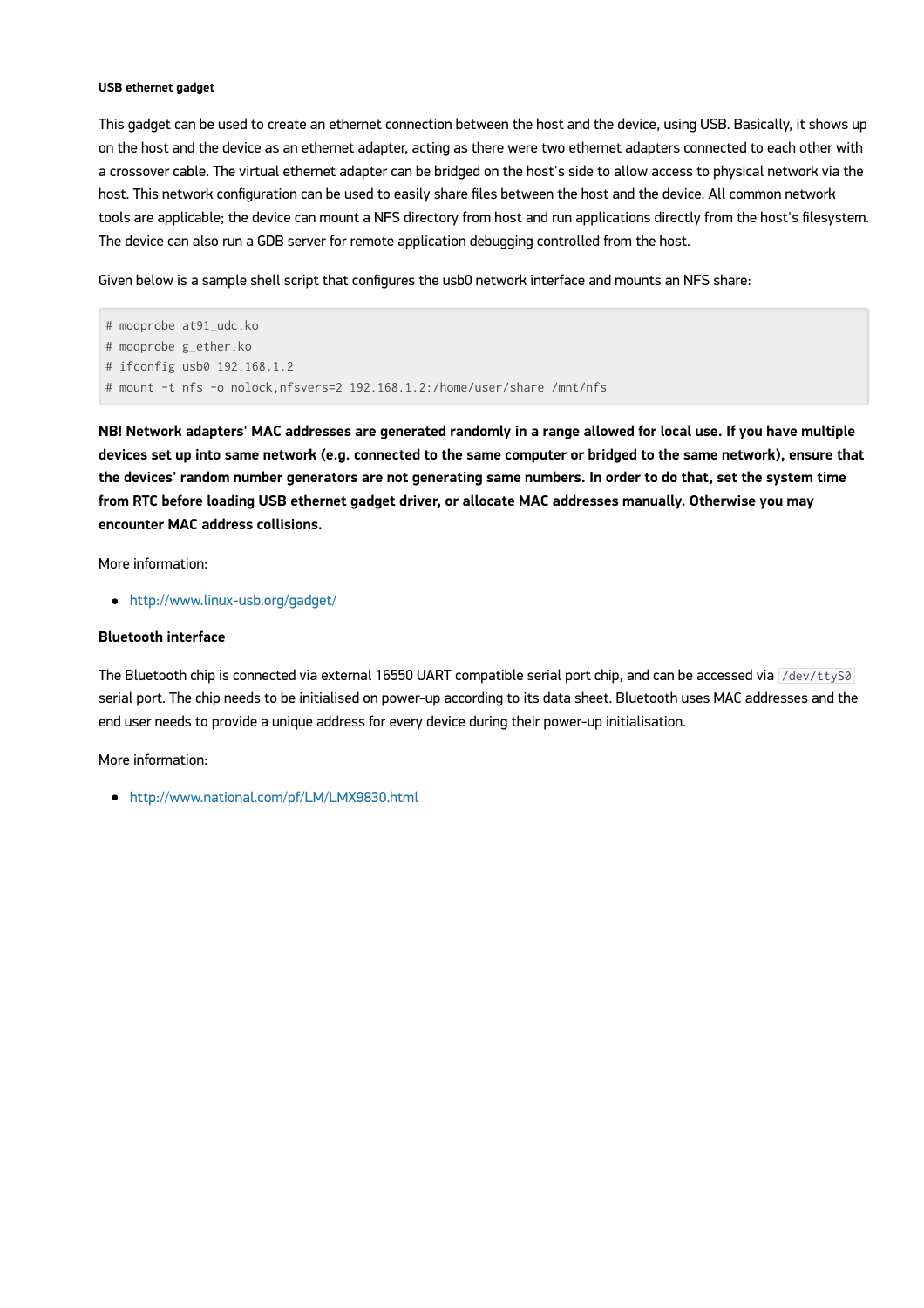#### USB ethernet gadget

This gadget can be used to create an ethernet connection between the host and the device, using USB. Basically, it shows up on the host and the device as an ethernet adapter, acting as there were two ethernet adapters connected to each other with a crossover cable. The virtual ethernet adapter can be bridged on the host's side to allow access to physical network via the host. This network configuration can be used to easily share files between the host and the device. All common network tools are applicable; the device can mount a NFS directory from host and run applications directly from the host's filesystem. The device can also run a GDB server for remote application debugging controlled from the host.

Given below is a sample shell script that configures the usb0 network interface and mounts an NFS share:

```
# modprobe at91_udc.ko
# modprobe g_ether.ko
# ifconfig usb0 192.168.1.2
# mount -t nfs -o nolock,nfsvers=2 192.168.1.2:/home/user/share /mnt/nfs
```

**NB! Network adapters' MAC addresses are generated randomly in a range allowed for local use. If you have multiple devices set up into same network (e.g. connected to the same computer or bridged to the same network), ensure that the devices' random number generators are not generating same numbers. In order to do that, set the system time from RTC before loading USB ethernet gadget driver, or allocate MAC addresses manually. Otherwise you may encounter MAC address collisions.**

More information:

- http://www.linux-usb.org/gadget/

### Bluetooth interface

The Bluetooth chip is connected via external 16550 UART compatible serial port chip, and can be accessed via `/dev/ttyS0` serial port. The chip needs to be initialised on power-up according to its data sheet. Bluetooth uses MAC addresses and the end user needs to provide a unique address for every device during their power-up initialisation.

More information:

- http://www.national.com/pf/LM/LMX9830.html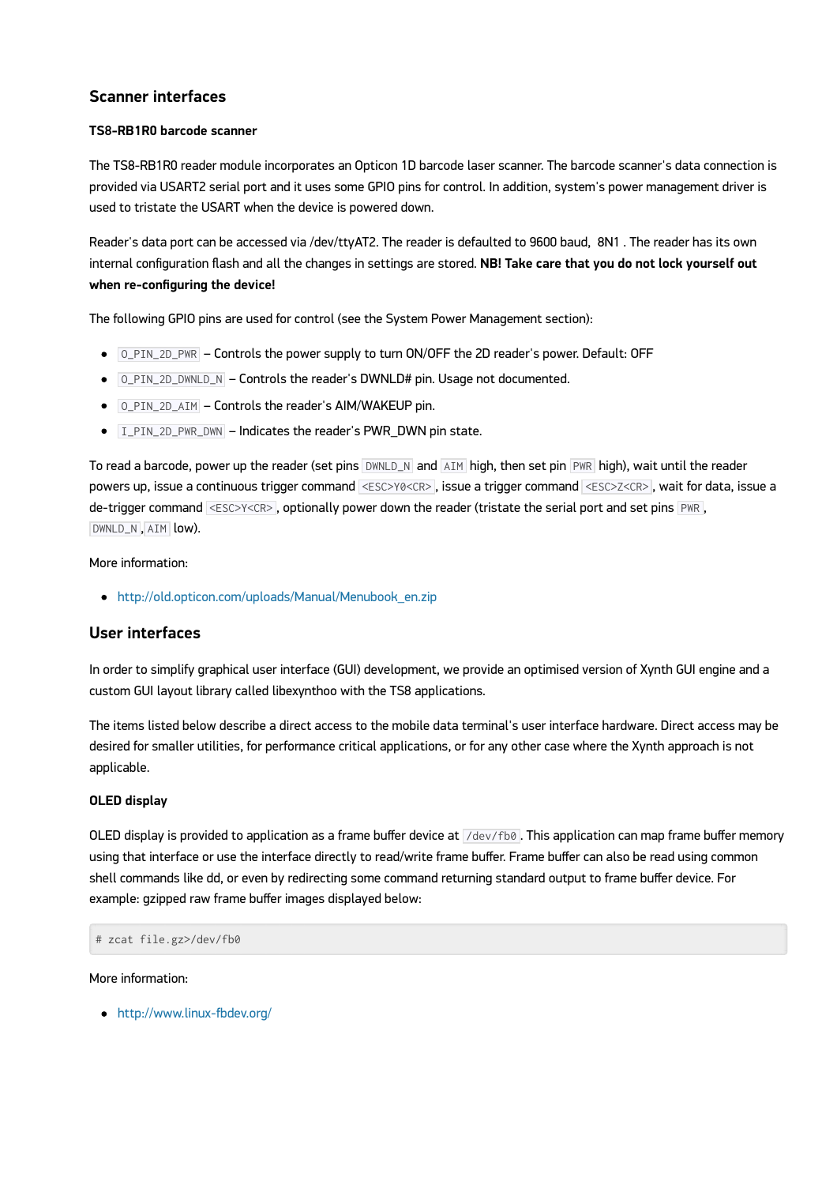## Scanner interfaces

### TS8-RB1R0 barcode scanner

The TS8-RB1R0 reader module incorporates an Opticon 1D barcode laser scanner. The barcode scanner's data connection is provided via USART2 serial port and it uses some GPIO pins for control. In addition, system's power management driver is used to tristate the USART when the device is powered down.

Reader's data port can be accessed via /dev/ttyAT2. The reader is defaulted to 9600 baud, 8N1 . The reader has its own internal configuration flash and all the changes in settings are stored. **NB! Take care that you do not lock yourself out when re-configuring the device!**

The following GPIO pins are used for control (see the System Power Management section):

- `O_PIN_2D_PWR` – Controls the power supply to turn ON/OFF the 2D reader's power. Default: OFF
- `O_PIN_2D_DWNLD_N` – Controls the reader's DWNLD# pin. Usage not documented.
- `O_PIN_2D_AIM` – Controls the reader's AIM/WAKEUP pin.
- `I_PIN_2D_PWR_DWN` – Indicates the reader's PWR_DWN pin state.

To read a barcode, power up the reader (set pins `DWNLD_N` and `AIM` high, then set pin `PWR` high), wait until the reader powers up, issue a continuous trigger command `<ESC>Y0<CR>`, issue a trigger command `<ESC>Z<CR>`, wait for data, issue a de-trigger command `<ESC>Y<CR>`, optionally power down the reader (tristate the serial port and set pins `PWR`, `DWNLD_N`, `AIM` low).

More information:

- http://old.opticon.com/uploads/Manual/Menubook_en.zip

## User interfaces

In order to simplify graphical user interface (GUI) development, we provide an optimised version of Xynth GUI engine and a custom GUI layout library called libexynthoo with the TS8 applications.

The items listed below describe a direct access to the mobile data terminal's user interface hardware. Direct access may be desired for smaller utilities, for performance critical applications, or for any other case where the Xynth approach is not applicable.

### OLED display

OLED display is provided to application as a frame buffer device at `/dev/fb0`. This application can map frame buffer memory using that interface or use the interface directly to read/write frame buffer. Frame buffer can also be read using common shell commands like dd, or even by redirecting some command returning standard output to frame buffer device. For example: gzipped raw frame buffer images displayed below:

```
# zcat file.gz>/dev/fb0
```

More information:

- http://www.linux-fbdev.org/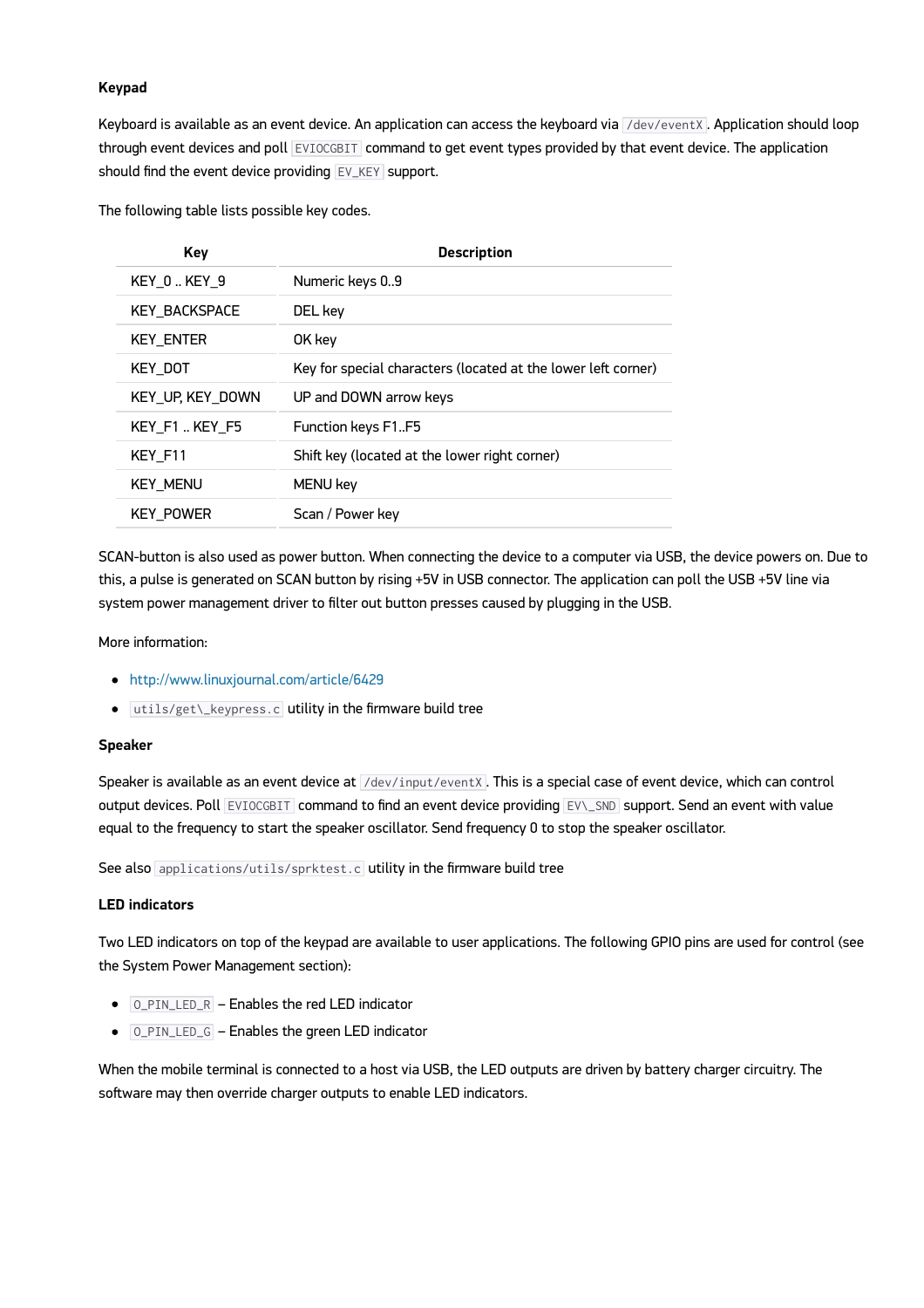**Keypad**

Keyboard is available as an event device. An application can access the keyboard via `/dev/eventX`. Application should loop through event devices and poll `EVIOCGBIT` command to get event types provided by that event device. The application should find the event device providing `EV_KEY` support.

The following table lists possible key codes.

| Key | Description |
|---|---|
| KEY_0 .. KEY_9 | Numeric keys 0..9 |
| KEY_BACKSPACE | DEL key |
| KEY_ENTER | OK key |
| KEY_DOT | Key for special characters (located at the lower left corner) |
| KEY_UP, KEY_DOWN | UP and DOWN arrow keys |
| KEY_F1 .. KEY_F5 | Function keys F1..F5 |
| KEY_F11 | Shift key (located at the lower right corner) |
| KEY_MENU | MENU key |
| KEY_POWER | Scan / Power key |

SCAN-button is also used as power button. When connecting the device to a computer via USB, the device powers on. Due to this, a pulse is generated on SCAN button by rising +5V in USB connector. The application can poll the USB +5V line via system power management driver to filter out button presses caused by plugging in the USB.

More information:

- http://www.linuxjournal.com/article/6429
- `utils/get\_keypress.c` utility in the firmware build tree

**Speaker**

Speaker is available as an event device at `/dev/input/eventX`. This is a special case of event device, which can control output devices. Poll `EVIOCGBIT` command to find an event device providing `EV\_SND` support. Send an event with value equal to the frequency to start the speaker oscillator. Send frequency 0 to stop the speaker oscillator.

See also `applications/utils/sprktest.c` utility in the firmware build tree

**LED indicators**

Two LED indicators on top of the keypad are available to user applications. The following GPIO pins are used for control (see the System Power Management section):

- `O_PIN_LED_R` – Enables the red LED indicator
- `O_PIN_LED_G` – Enables the green LED indicator

When the mobile terminal is connected to a host via USB, the LED outputs are driven by battery charger circuitry. The software may then override charger outputs to enable LED indicators.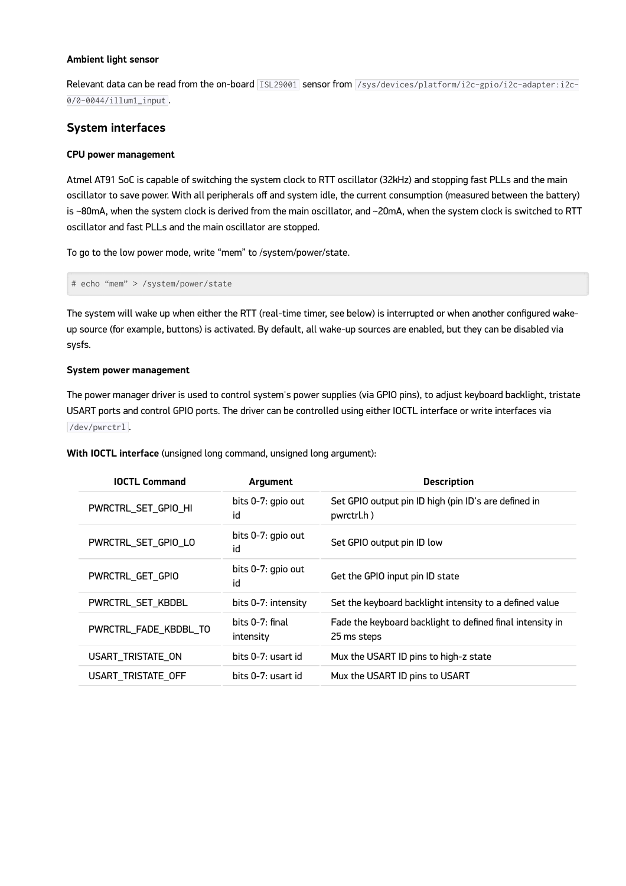#### Ambient light sensor

Relevant data can be read from the on-board `ISL29001` sensor from `/sys/devices/platform/i2c-gpio/i2c-adapter:i2c-0/0-0044/illum1_input`.

### System interfaces

#### CPU power management

Atmel AT91 SoC is capable of switching the system clock to RTT oscillator (32kHz) and stopping fast PLLs and the main oscillator to save power. With all peripherals off and system idle, the current consumption (measured between the battery) is ~80mA, when the system clock is derived from the main oscillator, and ~20mA, when the system clock is switched to RTT oscillator and fast PLLs and the main oscillator are stopped.

To go to the low power mode, write "mem" to /system/power/state.

```
# echo "mem" > /system/power/state
```

The system will wake up when either the RTT (real-time timer, see below) is interrupted or when another configured wake-up source (for example, buttons) is activated. By default, all wake-up sources are enabled, but they can be disabled via sysfs.

#### System power management

The power manager driver is used to control system's power supplies (via GPIO pins), to adjust keyboard backlight, tristate USART ports and control GPIO ports. The driver can be controlled using either IOCTL interface or write interfaces via `/dev/pwrctrl`.

**With IOCTL interface** (unsigned long command, unsigned long argument):

| IOCTL Command | Argument | Description |
|---|---|---|
| PWRCTRL_SET_GPIO_HI | bits 0-7: gpio out id | Set GPIO output pin ID high (pin ID's are defined in pwrctrl.h ) |
| PWRCTRL_SET_GPIO_LO | bits 0-7: gpio out id | Set GPIO output pin ID low |
| PWRCTRL_GET_GPIO | bits 0-7: gpio out id | Get the GPIO input pin ID state |
| PWRCTRL_SET_KBDBL | bits 0-7: intensity | Set the keyboard backlight intensity to a defined value |
| PWRCTRL_FADE_KBDBL_TO | bits 0-7: final intensity | Fade the keyboard backlight to defined final intensity in 25 ms steps |
| USART_TRISTATE_ON | bits 0-7: usart id | Mux the USART ID pins to high-z state |
| USART_TRISTATE_OFF | bits 0-7: usart id | Mux the USART ID pins to USART |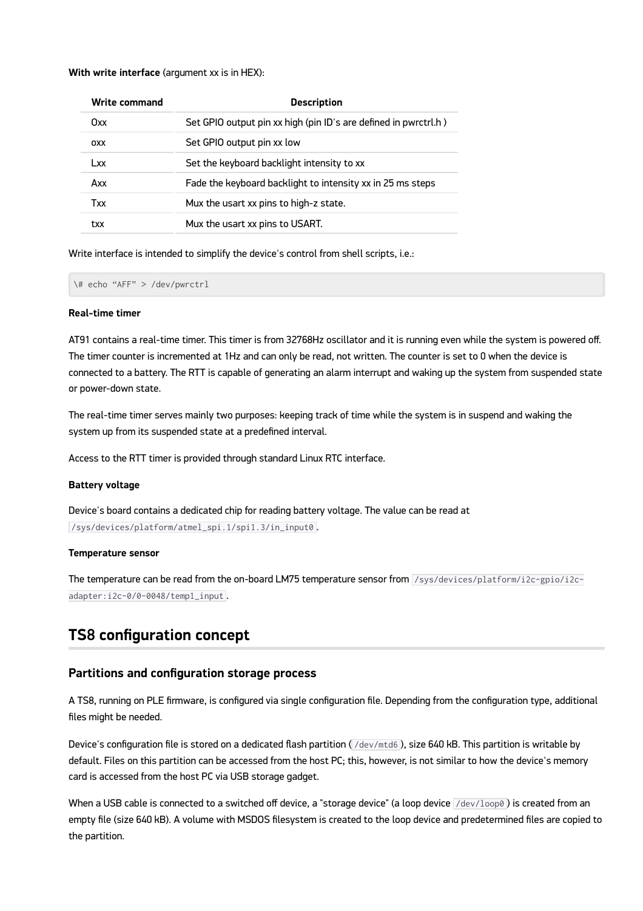**With write interface** (argument xx is in HEX):

| Write command | Description |
| --- | --- |
| Oxx | Set GPIO output pin xx high (pin ID's are defined in pwrctrl.h ) |
| oxx | Set GPIO output pin xx low |
| Lxx | Set the keyboard backlight intensity to xx |
| Axx | Fade the keyboard backlight to intensity xx in 25 ms steps |
| Txx | Mux the usart xx pins to high-z state. |
| txx | Mux the usart xx pins to USART. |

Write interface is intended to simplify the device's control from shell scripts, i.e.:

```
\# echo “AFF” > /dev/pwrctrl
```

**Real-time timer**

AT91 contains a real-time timer. This timer is from 32768Hz oscillator and it is running even while the system is powered off. The timer counter is incremented at 1Hz and can only be read, not written. The counter is set to 0 when the device is connected to a battery. The RTT is capable of generating an alarm interrupt and waking up the system from suspended state or power-down state.

The real-time timer serves mainly two purposes: keeping track of time while the system is in suspend and waking the system up from its suspended state at a predefined interval.

Access to the RTT timer is provided through standard Linux RTC interface.

**Battery voltage**

Device's board contains a dedicated chip for reading battery voltage. The value can be read at `/sys/devices/platform/atmel_spi.1/spi1.3/in_input0`.

**Temperature sensor**

The temperature can be read from the on-board LM75 temperature sensor from `/sys/devices/platform/i2c-gpio/i2c-adapter:i2c-0/0-0048/temp1_input`.

## TS8 configuration concept

### Partitions and configuration storage process

A TS8, running on PLE firmware, is configured via single configuration file. Depending from the configuration type, additional files might be needed.

Device's configuration file is stored on a dedicated flash partition (`/dev/mtd6`), size 640 kB. This partition is writable by default. Files on this partition can be accessed from the host PC; this, however, is not similar to how the device's memory card is accessed from the host PC via USB storage gadget.

When a USB cable is connected to a switched off device, a "storage device" (a loop device `/dev/loop0`) is created from an empty file (size 640 kB). A volume with MSDOS filesystem is created to the loop device and predetermined files are copied to the partition.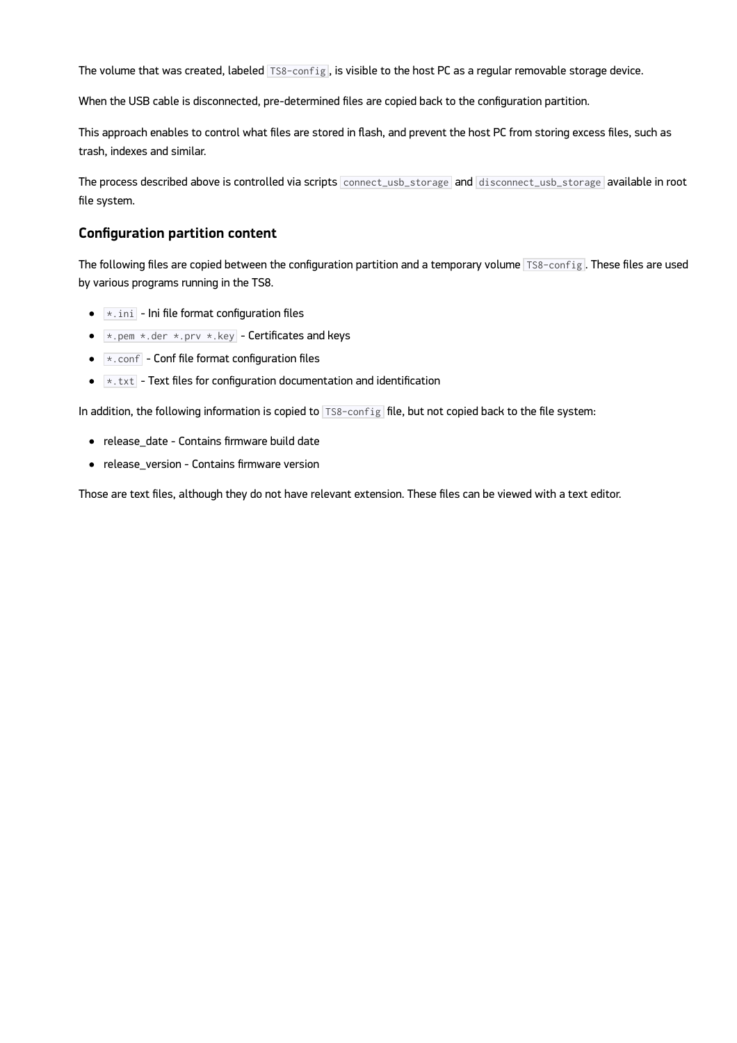The volume that was created, labeled `TS8-config`, is visible to the host PC as a regular removable storage device.

When the USB cable is disconnected, pre-determined files are copied back to the configuration partition.

This approach enables to control what files are stored in flash, and prevent the host PC from storing excess files, such as trash, indexes and similar.

The process described above is controlled via scripts `connect_usb_storage` and `disconnect_usb_storage` available in root file system.

### Configuration partition content

The following files are copied between the configuration partition and a temporary volume `TS8-config`. These files are used by various programs running in the TS8.

- `*.ini` - Ini file format configuration files
- `*.pem *.der *.prv *.key` - Certificates and keys
- `*.conf` - Conf file format configuration files
- `*.txt` - Text files for configuration documentation and identification

In addition, the following information is copied to `TS8-config` file, but not copied back to the file system:

- release_date - Contains firmware build date
- release_version - Contains firmware version

Those are text files, although they do not have relevant extension. These files can be viewed with a text editor.